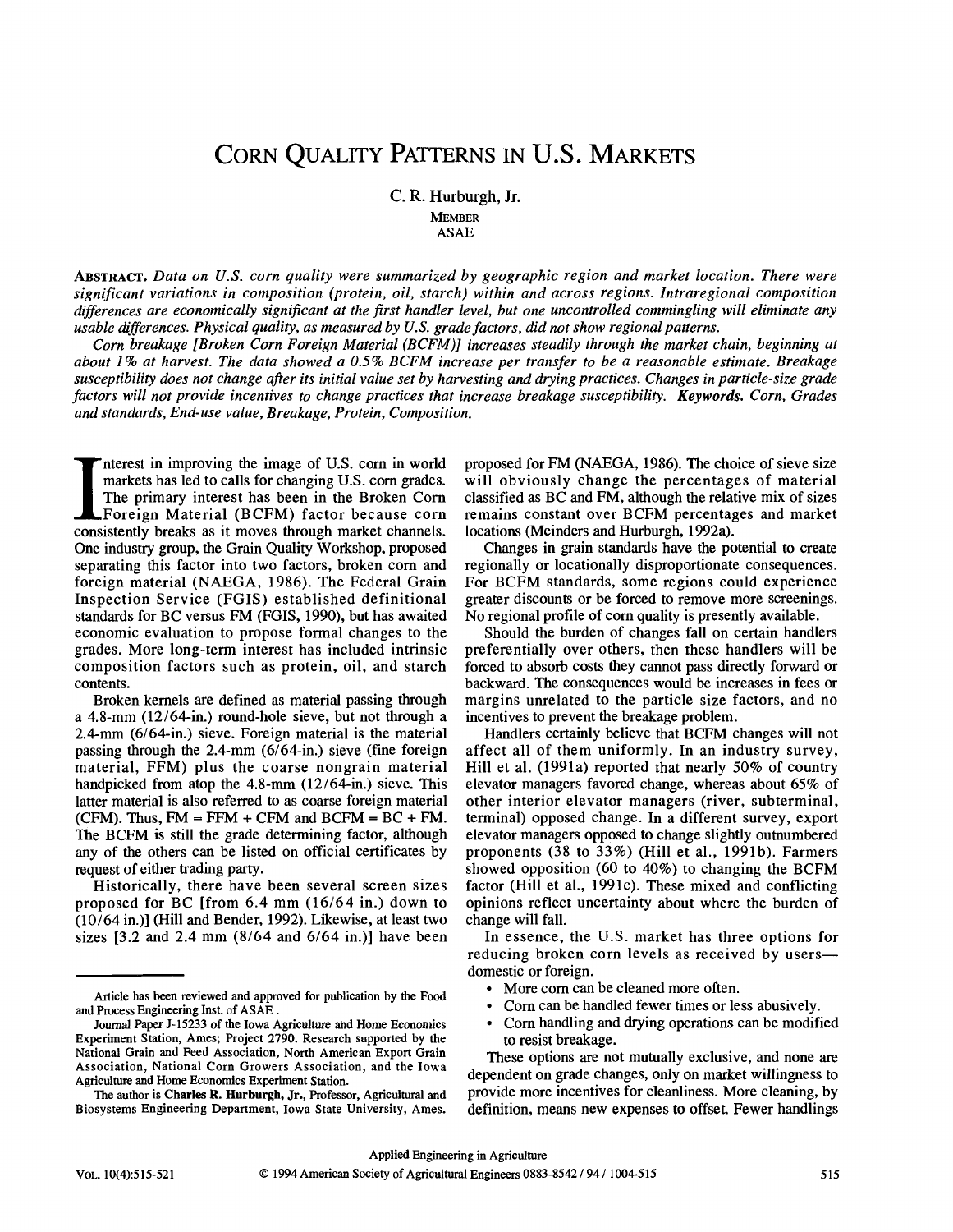# CORN QUALITY PATTERNS IN U.S. MARKETS

C. R. Hurburgh, Jr.
MEMBER
ASAE

**ABSTRACT.** *Data on U.S. corn quality were summarized by geographic region and market location. There were significant variations in composition (protein, oil, starch) within and across regions. Intraregional composition differences are economically significant at the first handler level, but one uncontrolled commingling will eliminate any usable differences. Physical quality, as measured by U.S. grade factors, did not show regional patterns.*

*Corn breakage [Broken Corn Foreign Material (BCFM)] increases steadily through the market chain, beginning at about 1% at harvest. The data showed a 0.5% BCFM increase per transfer to be a reasonable estimate. Breakage susceptibility does not change after its initial value set by harvesting and drying practices. Changes in particle-size grade factors will not provide incentives to change practices that increase breakage susceptibility.* **Keywords.** *Corn, Grades and standards, End-use value, Breakage, Protein, Composition.*

Interest in improving the image of U.S. corn in world markets has led to calls for changing U.S. corn grades. The primary interest has been in the Broken Corn Foreign Material (BCFM) factor because corn consistently breaks as it moves through market channels. One industry group, the Grain Quality Workshop, proposed separating this factor into two factors, broken corn and foreign material (NAEGA, 1986). The Federal Grain Inspection Service (FGIS) established definitional standards for BC versus FM (FGIS, 1990), but has awaited economic evaluation to propose formal changes to the grades. More long-term interest has included intrinsic composition factors such as protein, oil, and starch contents.

Broken kernels are defined as material passing through a 4.8-mm (12/64-in.) round-hole sieve, but not through a 2.4-mm (6/64-in.) sieve. Foreign material is the material passing through the 2.4-mm (6/64-in.) sieve (fine foreign material, FFM) plus the coarse nongrain material handpicked from atop the 4.8-mm (12/64-in.) sieve. This latter material is also referred to as coarse foreign material (CFM). Thus, FM = FFM + CFM and BCFM = BC + FM. The BCFM is still the grade determining factor, although any of the others can be listed on official certificates by request of either trading party.

Historically, there have been several screen sizes proposed for BC [from 6.4 mm (16/64 in.) down to (10/64 in.)] (Hill and Bender, 1992). Likewise, at least two sizes [3.2 and 2.4 mm (8/64 and 6/64 in.)] have been proposed for FM (NAEGA, 1986). The choice of sieve size will obviously change the percentages of material classified as BC and FM, although the relative mix of sizes remains constant over BCFM percentages and market locations (Meinders and Hurburgh, 1992a).

Changes in grain standards have the potential to create regionally or locationally disproportionate consequences. For BCFM standards, some regions could experience greater discounts or be forced to remove more screenings. No regional profile of corn quality is presently available.

Should the burden of changes fall on certain handlers preferentially over others, then these handlers will be forced to absorb costs they cannot pass directly forward or backward. The consequences would be increases in fees or margins unrelated to the particle size factors, and no incentives to prevent the breakage problem.

Handlers certainly believe that BCFM changes will not affect all of them uniformly. In an industry survey, Hill et al. (1991a) reported that nearly 50% of country elevator managers favored change, whereas about 65% of other interior elevator managers (river, subterminal, terminal) opposed change. In a different survey, export elevator managers opposed to change slightly outnumbered proponents (38 to 33%) (Hill et al., 1991b). Farmers showed opposition (60 to 40%) to changing the BCFM factor (Hill et al., 1991c). These mixed and conflicting opinions reflect uncertainty about where the burden of change will fall.

In essence, the U.S. market has three options for reducing broken corn levels as received by users—domestic or foreign.

- More corn can be cleaned more often.
- Corn can be handled fewer times or less abusively.
- Corn handling and drying operations can be modified to resist breakage.

These options are not mutually exclusive, and none are dependent on grade changes, only on market willingness to provide more incentives for cleanliness. More cleaning, by definition, means new expenses to offset. Fewer handlings

---

Article has been reviewed and approved for publication by the Food and Process Engineering Inst. of ASAE.

Journal Paper J-15233 of the Iowa Agriculture and Home Economics Experiment Station, Ames; Project 2790. Research supported by the National Grain and Feed Association, North American Export Grain Association, National Corn Growers Association, and the Iowa Agriculture and Home Economics Experiment Station.

The author is **Charles R. Hurburgh, Jr.**, Professor, Agricultural and Biosystems Engineering Department, Iowa State University, Ames.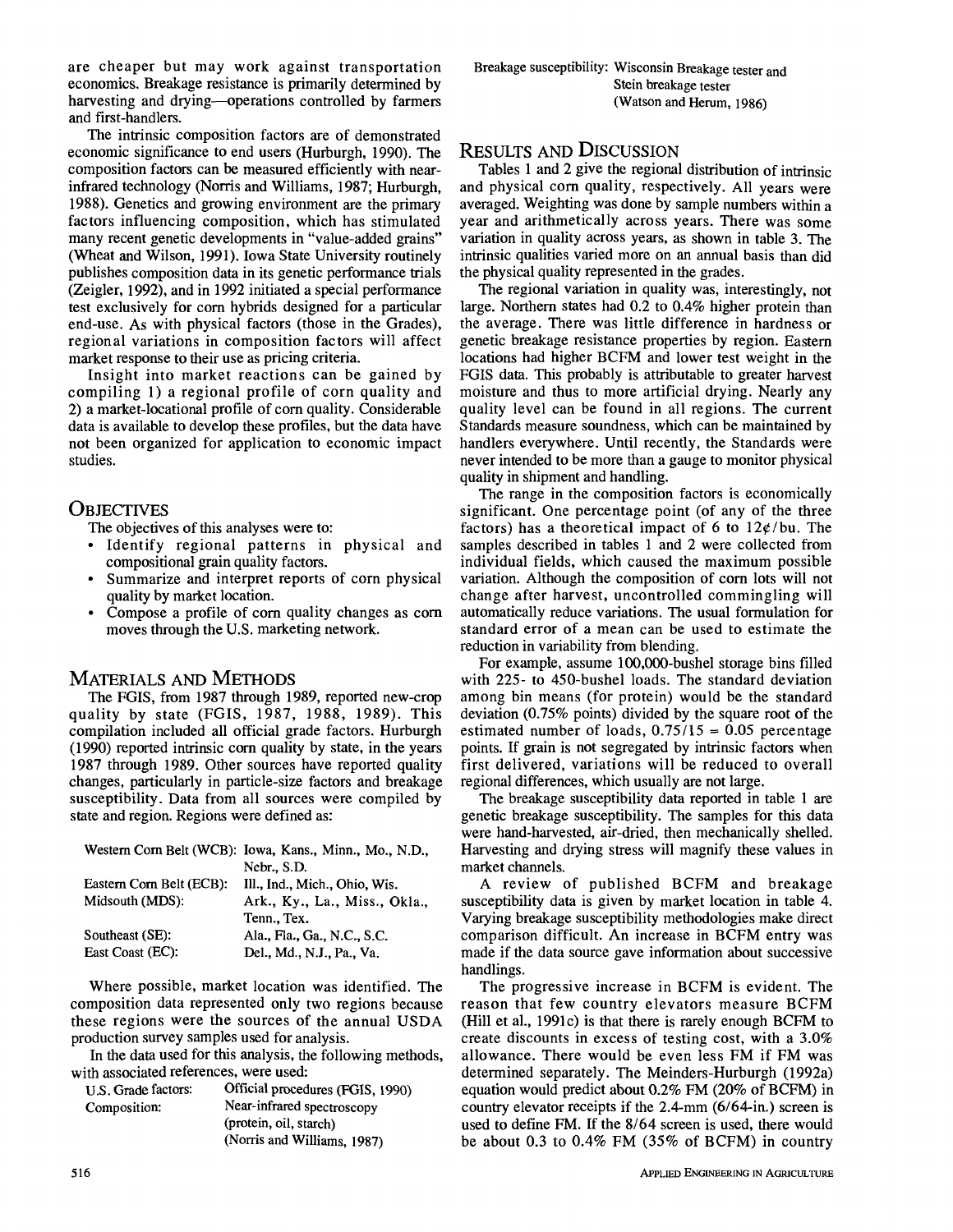are cheaper but may work against transportation economics. Breakage resistance is primarily determined by harvesting and drying—operations controlled by farmers and first-handlers.

The intrinsic composition factors are of demonstrated economic significance to end users (Hurburgh, 1990). The composition factors can be measured efficiently with near-infrared technology (Norris and Williams, 1987; Hurburgh, 1988). Genetics and growing environment are the primary factors influencing composition, which has stimulated many recent genetic developments in "value-added grains" (Wheat and Wilson, 1991). Iowa State University routinely publishes composition data in its genetic performance trials (Zeigler, 1992), and in 1992 initiated a special performance test exclusively for corn hybrids designed for a particular end-use. As with physical factors (those in the Grades), regional variations in composition factors will affect market response to their use as pricing criteria.

Insight into market reactions can be gained by compiling 1) a regional profile of corn quality and 2) a market-locational profile of corn quality. Considerable data is available to develop these profiles, but the data have not been organized for application to economic impact studies.

## Objectives

The objectives of this analyses were to:

- Identify regional patterns in physical and compositional grain quality factors.
- Summarize and interpret reports of corn physical quality by market location.
- Compose a profile of corn quality changes as corn moves through the U.S. marketing network.

## Materials and Methods

The FGIS, from 1987 through 1989, reported new-crop quality by state (FGIS, 1987, 1988, 1989). This compilation included all official grade factors. Hurburgh (1990) reported intrinsic corn quality by state, in the years 1987 through 1989. Other sources have reported quality changes, particularly in particle-size factors and breakage susceptibility. Data from all sources were compiled by state and region. Regions were defined as:

| | |
|---|---|
| Western Corn Belt (WCB): | Iowa, Kans., Minn., Mo., N.D., Nebr., S.D. |
| Eastern Corn Belt (ECB): | Ill., Ind., Mich., Ohio, Wis. |
| Midsouth (MDS): | Ark., Ky., La., Miss., Okla., Tenn., Tex. |
| Southeast (SE): | Ala., Fla., Ga., N.C., S.C. |
| East Coast (EC): | Del., Md., N.J., Pa., Va. |

Where possible, market location was identified. The composition data represented only two regions because these regions were the sources of the annual USDA production survey samples used for analysis.

In the data used for this analysis, the following methods, with associated references, were used:

| | |
|---|---|
| U.S. Grade factors: | Official procedures (FGIS, 1990) |
| Composition: | Near-infrared spectroscopy (protein, oil, starch) (Norris and Williams, 1987) |
| Breakage susceptibility: | Wisconsin Breakage tester and Stein breakage tester (Watson and Herum, 1986) |

## Results and Discussion

Tables 1 and 2 give the regional distribution of intrinsic and physical corn quality, respectively. All years were averaged. Weighting was done by sample numbers within a year and arithmetically across years. There was some variation in quality across years, as shown in table 3. The intrinsic qualities varied more on an annual basis than did the physical quality represented in the grades.

The regional variation in quality was, interestingly, not large. Northern states had 0.2 to 0.4% higher protein than the average. There was little difference in hardness or genetic breakage resistance properties by region. Eastern locations had higher BCFM and lower test weight in the FGIS data. This probably is attributable to greater harvest moisture and thus to more artificial drying. Nearly any quality level can be found in all regions. The current Standards measure soundness, which can be maintained by handlers everywhere. Until recently, the Standards were never intended to be more than a gauge to monitor physical quality in shipment and handling.

The range in the composition factors is economically significant. One percentage point (of any of the three factors) has a theoretical impact of 6 to 12¢/bu. The samples described in tables 1 and 2 were collected from individual fields, which caused the maximum possible variation. Although the composition of corn lots will not change after harvest, uncontrolled commingling will automatically reduce variations. The usual formulation for standard error of a mean can be used to estimate the reduction in variability from blending.

For example, assume 100,000-bushel storage bins filled with 225- to 450-bushel loads. The standard deviation among bin means (for protein) would be the standard deviation (0.75% points) divided by the square root of the estimated number of loads, $0.75/15 = 0.05$ percentage points. If grain is not segregated by intrinsic factors when first delivered, variations will be reduced to overall regional differences, which usually are not large.

The breakage susceptibility data reported in table 1 are genetic breakage susceptibility. The samples for this data were hand-harvested, air-dried, then mechanically shelled. Harvesting and drying stress will magnify these values in market channels.

A review of published BCFM and breakage susceptibility data is given by market location in table 4. Varying breakage susceptibility methodologies make direct comparison difficult. An increase in BCFM entry was made if the data source gave information about successive handlings.

The progressive increase in BCFM is evident. The reason that few country elevators measure BCFM (Hill et al., 1991c) is that there is rarely enough BCFM to create discounts in excess of testing cost, with a 3.0% allowance. There would be even less FM if FM was determined separately. The Meinders-Hurburgh (1992a) equation would predict about 0.2% FM (20% of BCFM) in country elevator receipts if the 2.4-mm (6/64-in.) screen is used to define FM. If the 8/64 screen is used, there would be about 0.3 to 0.4% FM (35% of BCFM) in country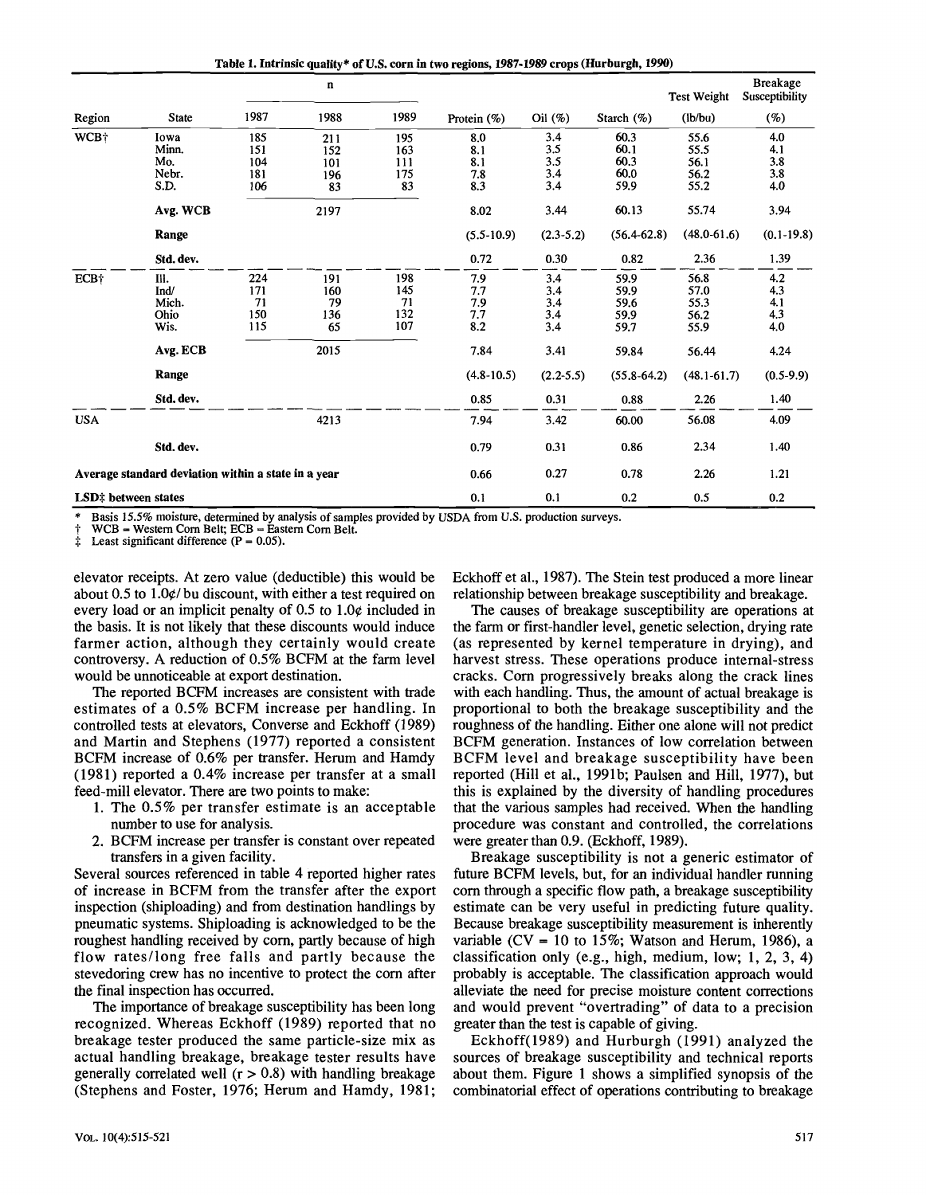**Table 1. Intrinsic quality* of U.S. corn in two regions, 1987-1989 crops (Hurburgh, 1990)**

| Region | State | n 1987 | n 1988 | n 1989 | Protein (%) | Oil (%) | Starch (%) | Test Weight (lb/bu) | Breakage Susceptibility (%) |
|---|---|---|---|---|---|---|---|---|---|
| WCB† | Iowa | 185 | 211 | 195 | 8.0 | 3.4 | 60.3 | 55.6 | 4.0 |
| | Minn. | 151 | 152 | 163 | 8.1 | 3.5 | 60.1 | 55.5 | 4.1 |
| | Mo. | 104 | 101 | 111 | 8.1 | 3.5 | 60.3 | 56.1 | 3.8 |
| | Nebr. | 181 | 196 | 175 | 7.8 | 3.4 | 60.0 | 56.2 | 3.8 |
| | S.D. | 106 | 83 | 83 | 8.3 | 3.4 | 59.9 | 55.2 | 4.0 |
| | **Avg. WCB** | | 2197 | | 8.02 | 3.44 | 60.13 | 55.74 | 3.94 |
| | **Range** | | | | (5.5-10.9) | (2.3-5.2) | (56.4-62.8) | (48.0-61.6) | (0.1-19.8) |
| | **Std. dev.** | | | | 0.72 | 0.30 | 0.82 | 2.36 | 1.39 |
| ECB† | Ill. | 224 | 191 | 198 | 7.9 | 3.4 | 59.9 | 56.8 | 4.2 |
| | Ind/ | 171 | 160 | 145 | 7.7 | 3.4 | 59.9 | 57.0 | 4.3 |
| | Mich. | 71 | 79 | 71 | 7.9 | 3.4 | 59.6 | 55.3 | 4.1 |
| | Ohio | 150 | 136 | 132 | 7.7 | 3.4 | 59.9 | 56.2 | 4.3 |
| | Wis. | 115 | 65 | 107 | 8.2 | 3.4 | 59.7 | 55.9 | 4.0 |
| | **Avg. ECB** | | 2015 | | 7.84 | 3.41 | 59.84 | 56.44 | 4.24 |
| | **Range** | | | | (4.8-10.5) | (2.2-5.5) | (55.8-64.2) | (48.1-61.7) | (0.5-9.9) |
| | **Std. dev.** | | | | 0.85 | 0.31 | 0.88 | 2.26 | 1.40 |
| USA | | | 4213 | | 7.94 | 3.42 | 60.00 | 56.08 | 4.09 |
| | **Std. dev.** | | | | 0.79 | 0.31 | 0.86 | 2.34 | 1.40 |
| **Average standard deviation within a state in a year** | | | | | 0.66 | 0.27 | 0.78 | 2.26 | 1.21 |
| **LSD‡ between states** | | | | | 0.1 | 0.1 | 0.2 | 0.5 | 0.2 |

\* Basis 15.5% moisture, determined by analysis of samples provided by USDA from U.S. production surveys.
† WCB = Western Corn Belt; ECB = Eastern Corn Belt.
‡ Least significant difference (P = 0.05).

elevator receipts. At zero value (deductible) this would be about 0.5 to 1.0¢/ bu discount, with either a test required on every load or an implicit penalty of 0.5 to 1.0¢ included in the basis. It is not likely that these discounts would induce farmer action, although they certainly would create controversy. A reduction of 0.5% BCFM at the farm level would be unnoticeable at export destination.

The reported BCFM increases are consistent with trade estimates of a 0.5% BCFM increase per handling. In controlled tests at elevators, Converse and Eckhoff (1989) and Martin and Stephens (1977) reported a consistent BCFM increase of 0.6% per transfer. Herum and Hamdy (1981) reported a 0.4% increase per transfer at a small feed-mill elevator. There are two points to make:

1. The 0.5% per transfer estimate is an acceptable number to use for analysis.
2. BCFM increase per transfer is constant over repeated transfers in a given facility.

Several sources referenced in table 4 reported higher rates of increase in BCFM from the transfer after the export inspection (shiploading) and from destination handlings by pneumatic systems. Shiploading is acknowledged to be the roughest handling received by corn, partly because of high flow rates/long free falls and partly because the stevedoring crew has no incentive to protect the corn after the final inspection has occurred.

The importance of breakage susceptibility has been long recognized. Whereas Eckhoff (1989) reported that no breakage tester produced the same particle-size mix as actual handling breakage, breakage tester results have generally correlated well (r > 0.8) with handling breakage (Stephens and Foster, 1976; Herum and Hamdy, 1981; Eckhoff et al., 1987). The Stein test produced a more linear relationship between breakage susceptibility and breakage.

The causes of breakage susceptibility are operations at the farm or first-handler level, genetic selection, drying rate (as represented by kernel temperature in drying), and harvest stress. These operations produce internal-stress cracks. Corn progressively breaks along the crack lines with each handling. Thus, the amount of actual breakage is proportional to both the breakage susceptibility and the roughness of the handling. Either one alone will not predict BCFM generation. Instances of low correlation between BCFM level and breakage susceptibility have been reported (Hill et al., 1991b; Paulsen and Hill, 1977), but this is explained by the diversity of handling procedures that the various samples had received. When the handling procedure was constant and controlled, the correlations were greater than 0.9. (Eckhoff, 1989).

Breakage susceptibility is not a generic estimator of future BCFM levels, but, for an individual handler running corn through a specific flow path, a breakage susceptibility estimate can be very useful in predicting future quality. Because breakage susceptibility measurement is inherently variable (CV = 10 to 15%; Watson and Herum, 1986), a classification only (e.g., high, medium, low; 1, 2, 3, 4) probably is acceptable. The classification approach would alleviate the need for precise moisture content corrections and would prevent "overtrading" of data to a precision greater than the test is capable of giving.

Eckhoff(1989) and Hurburgh (1991) analyzed the sources of breakage susceptibility and technical reports about them. Figure 1 shows a simplified synopsis of the combinatorial effect of operations contributing to breakage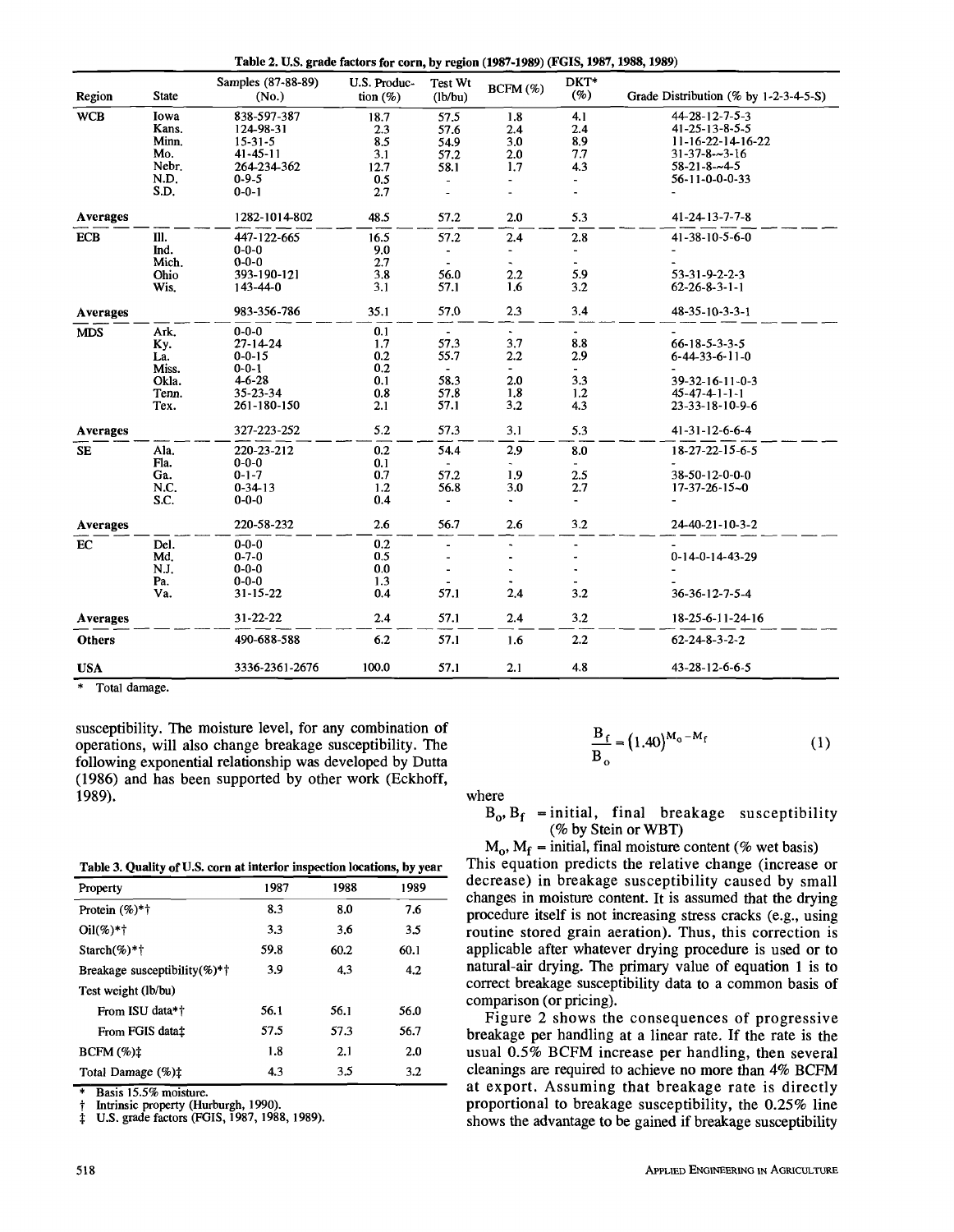Table 2. U.S. grade factors for corn, by region (1987-1989) (FGIS, 1987, 1988, 1989)

| Region | State | Samples (87-88-89) (No.) | U.S. Production (%) | Test Wt (lb/bu) | BCFM (%) | DKT* (%) | Grade Distribution (% by 1-2-3-4-5-S) |
|---|---|---|---|---|---|---|---|
| WCB | Iowa | 838-597-387 | 18.7 | 57.5 | 1.8 | 4.1 | 44-28-12-7-5-3 |
| | Kans. | 124-98-31 | 2.3 | 57.6 | 2.4 | 2.4 | 41-25-13-8-5-5 |
| | Minn. | 15-31-5 | 8.5 | 54.9 | 3.0 | 8.9 | 11-16-22-14-16-22 |
| | Mo. | 41-45-11 | 3.1 | 57.2 | 2.0 | 7.7 | 31-37-8-~3-16 |
| | Nebr. | 264-234-362 | 12.7 | 58.1 | 1.7 | 4.3 | 58-21-8-~4-5 |
| | N.D. | 0-9-5 | 0.5 | - | - | - | 56-11-0-0-0-33 |
| | S.D. | 0-0-1 | 2.7 | - | - | - | - |
| Averages | | 1282-1014-802 | 48.5 | 57.2 | 2.0 | 5.3 | 41-24-13-7-7-8 |
| ECB | Ill. | 447-122-665 | 16.5 | 57.2 | 2.4 | 2.8 | 41-38-10-5-6-0 |
| | Ind. | 0-0-0 | 9.0 | - | - | - | - |
| | Mich. | 0-0-0 | 2.7 | - | - | - | - |
| | Ohio | 393-190-121 | 3.8 | 56.0 | 2.2 | 5.9 | 53-31-9-2-2-3 |
| | Wis. | 143-44-0 | 3.1 | 57.1 | 1.6 | 3.2 | 62-26-8-3-1-1 |
| Averages | | 983-356-786 | 35.1 | 57.0 | 2.3 | 3.4 | 48-35-10-3-3-1 |
| MDS | Ark. | 0-0-0 | 0.1 | - | - | - | - |
| | Ky. | 27-14-24 | 1.7 | 57.3 | 3.7 | 8.8 | 66-18-5-3-3-5 |
| | La. | 0-0-15 | 0.2 | 55.7 | 2.2 | 2.9 | 6-44-33-6-11-0 |
| | Miss. | 0-0-1 | 0.2 | - | - | - | - |
| | Okla. | 4-6-28 | 0.1 | 58.3 | 2.0 | 3.3 | 39-32-16-11-0-3 |
| | Tenn. | 35-23-34 | 0.8 | 57.8 | 1.8 | 1.2 | 45-47-4-1-1-1 |
| | Tex. | 261-180-150 | 2.1 | 57.1 | 3.2 | 4.3 | 23-33-18-10-9-6 |
| Averages | | 327-223-252 | 5.2 | 57.3 | 3.1 | 5.3 | 41-31-12-6-6-4 |
| SE | Ala. | 220-23-212 | 0.2 | 54.4 | 2.9 | 8.0 | 18-27-22-15-6-5 |
| | Fla. | 0-0-0 | 0.1 | - | - | - | - |
| | Ga. | 0-1-7 | 0.7 | 57.2 | 1.9 | 2.5 | 38-50-12-0-0-0 |
| | N.C. | 0-34-13 | 1.2 | 56.8 | 3.0 | 2.7 | 17-37-26-15-~0 |
| | S.C. | 0-0-0 | 0.4 | - | - | - | - |
| Averages | | 220-58-232 | 2.6 | 56.7 | 2.6 | 3.2 | 24-40-21-10-3-2 |
| EC | Del. | 0-0-0 | 0.2 | - | - | - | - |
| | Md. | 0-7-0 | 0.5 | - | - | - | 0-14-0-14-43-29 |
| | N.J. | 0-0-0 | 0.0 | - | - | - | - |
| | Pa. | 0-0-0 | 1.3 | - | - | - | - |
| | Va. | 31-15-22 | 0.4 | 57.1 | 2.4 | 3.2 | 36-36-12-7-5-4 |
| Averages | | 31-22-22 | 2.4 | 57.1 | 2.4 | 3.2 | 18-25-6-11-24-16 |
| Others | | 490-688-588 | 6.2 | 57.1 | 1.6 | 2.2 | 62-24-8-3-2-2 |
| USA | | 3336-2361-2676 | 100.0 | 57.1 | 2.1 | 4.8 | 43-28-12-6-6-5 |

\* Total damage.

susceptibility. The moisture level, for any combination of operations, will also change breakage susceptibility. The following exponential relationship was developed by Dutta (1986) and has been supported by other work (Eckhoff, 1989).

$$\frac{B_f}{B_o} = (1.40)^{M_o - M_f} \tag{1}$$

where

$B_o$, $B_f$ = initial, final breakage susceptibility (% by Stein or WBT)

$M_o$, $M_f$ = initial, final moisture content (% wet basis)

This equation predicts the relative change (increase or decrease) in breakage susceptibility caused by small changes in moisture content. It is assumed that the drying procedure itself is not increasing stress cracks (e.g., using routine stored grain aeration). Thus, this correction is applicable after whatever drying procedure is used or to natural-air drying. The primary value of equation 1 is to correct breakage susceptibility data to a common basis of comparison (or pricing).

Figure 2 shows the consequences of progressive breakage per handling at a linear rate. If the rate is the usual 0.5% BCFM increase per handling, then several cleanings are required to achieve no more than 4% BCFM at export. Assuming that breakage rate is directly proportional to breakage susceptibility, the 0.25% line shows the advantage to be gained if breakage susceptibility

Table 3. Quality of U.S. corn at interior inspection locations, by year

| Property | 1987 | 1988 | 1989 |
|---|---|---|---|
| Protein (%)*† | 8.3 | 8.0 | 7.6 |
| Oil(%)*† | 3.3 | 3.6 | 3.5 |
| Starch(%)*† | 59.8 | 60.2 | 60.1 |
| Breakage susceptibility(%)*† | 3.9 | 4.3 | 4.2 |
| Test weight (lb/bu) | | | |
| From ISU data*† | 56.1 | 56.1 | 56.0 |
| From FGIS data‡ | 57.5 | 57.3 | 56.7 |
| BCFM (%)‡ | 1.8 | 2.1 | 2.0 |
| Total Damage (%)‡ | 4.3 | 3.5 | 3.2 |

\* Basis 15.5% moisture.
† Intrinsic property (Hurburgh, 1990).
‡ U.S. grade factors (FGIS, 1987, 1988, 1989).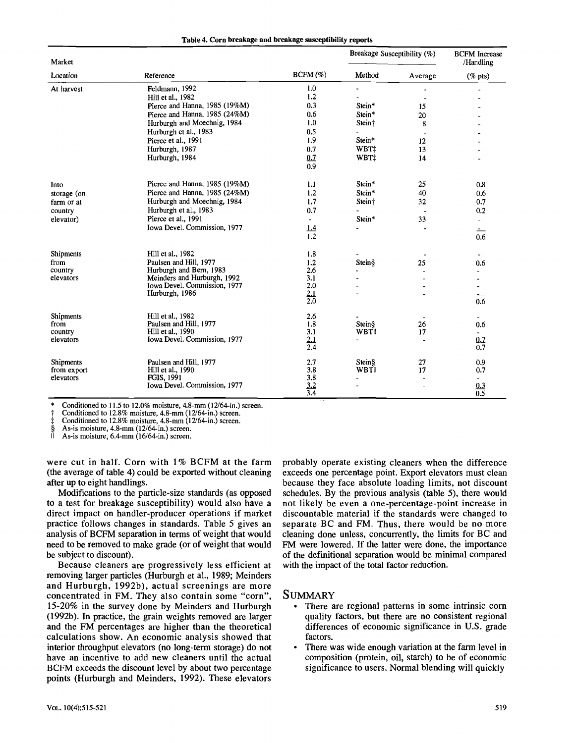**Table 4. Corn breakage and breakage susceptibility reports**

| Market | | | Breakage Susceptibility (%) | | BCFM Increase /Handling |
|---|---|---|---|---|---|
| Location | Reference | BCFM (%) | Method | Average | (% pts) |
| At harvest | Feldmann, 1992 | 1.0 | - | - | - |
| | Hill et al., 1982 | 1.2 | - | - | - |
| | Pierce and Hanna, 1985 (19%M) | 0.3 | Stein* | 15 | - |
| | Pierce and Hanna, 1985 (24%M) | 0.6 | Stein* | 20 | - |
| | Hurburgh and Moechnig, 1984 | 1.0 | Stein† | 8 | - |
| | Hurburgh et al., 1983 | 0.5 | - | - | - |
| | Pierce et al., 1991 | 1.9 | Stein* | 12 | - |
| | Hurburgh, 1987 | 0.7 | WBT‡ | 13 | - |
| | Hurburgh, 1984 | 0.7 | WBT‡ | 14 | - |
| | | 0.9 | | | |
| Into storage (on farm or at country elevator) | Pierce and Hanna, 1985 (19%M) | 1.1 | Stein* | 25 | 0.8 |
| | Pierce and Hanna, 1985 (24%M) | 1.2 | Stein* | 40 | 0.6 |
| | Hurburgh and Moechnig, 1984 | 1.7 | Stein† | 32 | 0.7 |
| | Hurburgh et al., 1983 | 0.7 | - | - | 0.2 |
| | Pierce et al., 1991 | - | Stein* | 33 | - |
| | Iowa Devel. Commission, 1977 | 1.4 | - | - | - |
| | | 1.2 | | | 0.6 |
| Shipments from country elevators | Hill et al., 1982 | 1.8 | - | - | - |
| | Paulsen and Hill, 1977 | 1.2 | Stein§ | 25 | 0.6 |
| | Hurburgh and Bern, 1983 | 2.6 | - | - | - |
| | Meinders and Hurburgh, 1992 | 3.1 | - | - | - |
| | Iowa Devel. Commission, 1977 | 2.0 | - | - | - |
| | Hurburgh, 1986 | 2.1 | - | - | - |
| | | 2.0 | | | 0.6 |
| Shipments from country elevators | Hill et al., 1982 | 2.6 | - | - | - |
| | Paulsen and Hill, 1977 | 1.8 | Stein§ | 26 | 0.6 |
| | Hill et al., 1990 | 3.1 | WBT‖ | 17 | - |
| | Iowa Devel. Commission, 1977 | 2.1 | - | - | 0.7 |
| | | 2.4 | | | 0.7 |
| Shipments from export elevators | Paulsen and Hill, 1977 | 2.7 | Stein§ | 27 | 0.9 |
| | Hill et al., 1990 | 3.8 | WBT‖ | 17 | 0.7 |
| | FGIS, 1991 | 3.8 | - | - | - |
| | Iowa Devel. Commission, 1977 | 3.2 | - | - | 0.3 |
| | | 3.4 | | | 0.5 |

\* Conditioned to 11.5 to 12.0% moisture, 4.8-mm (12/64-in.) screen.
† Conditioned to 12.8% moisture, 4.8-mm (12/64-in.) screen.
‡ Conditioned to 12.8% moisture, 4.8-mm (12/64-in.) screen.
§ As-is moisture, 4.8-mm (12/64-in.) screen.
‖ As-is moisture, 6.4-mm (16/64-in.) screen.

were cut in half. Corn with 1% BCFM at the farm (the average of table 4) could be exported without cleaning after up to eight handlings.

Modifications to the particle-size standards (as opposed to a test for breakage susceptibility) would also have a direct impact on handler-producer operations if market practice follows changes in standards. Table 5 gives an analysis of BCFM separation in terms of weight that would need to be removed to make grade (or of weight that would be subject to discount).

Because cleaners are progressively less efficient at removing larger particles (Hurburgh et al., 1989; Meinders and Hurburgh, 1992b), actual screenings are more concentrated in FM. They also contain some "corn", 15-20% in the survey done by Meinders and Hurburgh (1992b). In practice, the grain weights removed are larger and the FM percentages are higher than the theoretical calculations show. An economic analysis showed that interior throughput elevators (no long-term storage) do not have an incentive to add new cleaners until the actual BCFM exceeds the discount level by about two percentage points (Hurburgh and Meinders, 1992). These elevators probably operate existing cleaners when the difference exceeds one percentage point. Export elevators must clean because they face absolute loading limits, not discount schedules. By the previous analysis (table 5), there would not likely be even a one-percentage-point increase in discountable material if the standards were changed to separate BC and FM. Thus, there would be no more cleaning done unless, concurrently, the limits for BC and FM were lowered. If the latter were done, the importance of the definitional separation would be minimal compared with the impact of the total factor reduction.

## Summary

- There are regional patterns in some intrinsic corn quality factors, but there are no consistent regional differences of economic significance in U.S. grade factors.
- There was wide enough variation at the farm level in composition (protein, oil, starch) to be of economic significance to users. Normal blending will quickly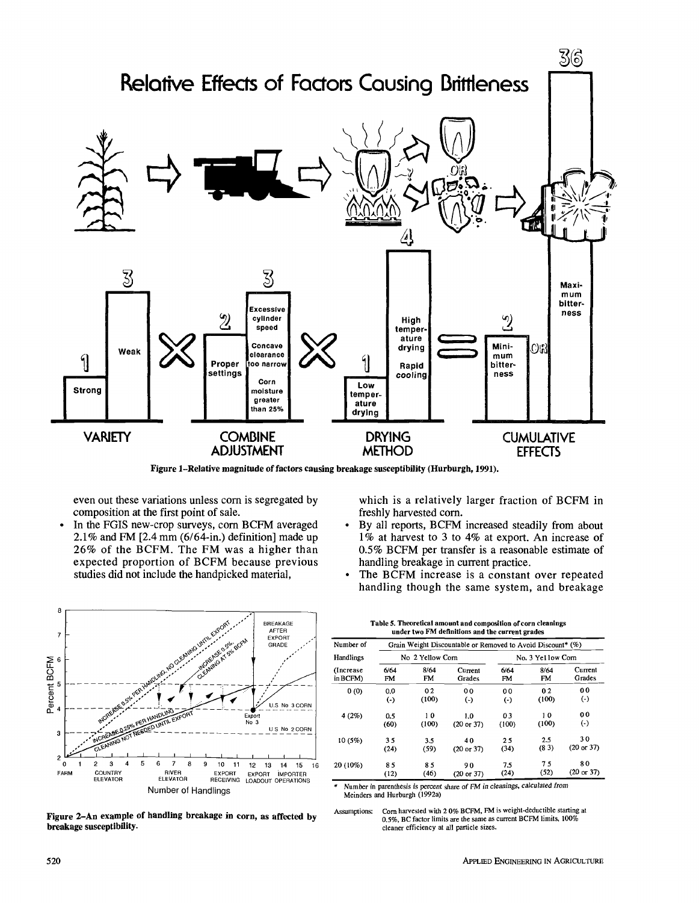Figure 1–Relative magnitude of factors causing breakage susceptibility (Hurburgh, 1991).

even out these variations unless corn is segregated by composition at the first point of sale.

- In the FGIS new-crop surveys, corn BCFM averaged 2.1% and FM [2.4 mm (6/64-in.) definition] made up 26% of the BCFM. The FM was a higher than expected proportion of BCFM because previous studies did not include the handpicked material, which is a relatively larger fraction of BCFM in freshly harvested corn.
- By all reports, BCFM increased steadily from about 1% at harvest to 3 to 4% at export. An increase of 0.5% BCFM per transfer is a reasonable estimate of handling breakage in current practice.
- The BCFM increase is a constant over repeated handling though the same system, and breakage

Figure 2–An example of handling breakage in corn, as affected by breakage susceptibility.

**Table 5. Theoretical amount and composition of corn cleanings under two FM definitions and the current grades**

| Number of Handlings (Increase in BCFM) | Grain Weight Discountable or Removed to Avoid Discount* (%) | | | | | |
|---|---|---|---|---|---|---|
| | No. 2 Yellow Corn | | | No. 3 Yellow Corn | | |
| | 6/64 FM | 8/64 FM | Current Grades | 6/64 FM | 8/64 FM | Current Grades |
| 0 (0) | 0.0 (-) | 0.2 (100) | 0.0 (-) | 0.0 (-) | 0.2 (100) | 0.0 (-) |
| 4 (2%) | 0.5 (60) | 1.0 (100) | 1.0 (20 or 37) | 0.3 (100) | 1.0 (100) | 0.0 (-) |
| 10 (5%) | 3.5 (24) | 3.5 (59) | 4.0 (20 or 37) | 2.5 (34) | 2.5 (8.3) | 3.0 (20 or 37) |
| 20 (10%) | 8.5 (12) | 8.5 (46) | 9.0 (20 or 37) | 7.5 (24) | 7.5 (52) | 8.0 (20 or 37) |

\* Number in parenthesis is percent share of FM in cleanings, calculated from Meinders and Hurburgh (1992a)

Assumptions: Corn harvested with 2.0% BCFM, FM is weight-deductible starting at 0.5%, BC factor limits are the same as current BCFM limits, 100% cleaner efficiency at all particle sizes.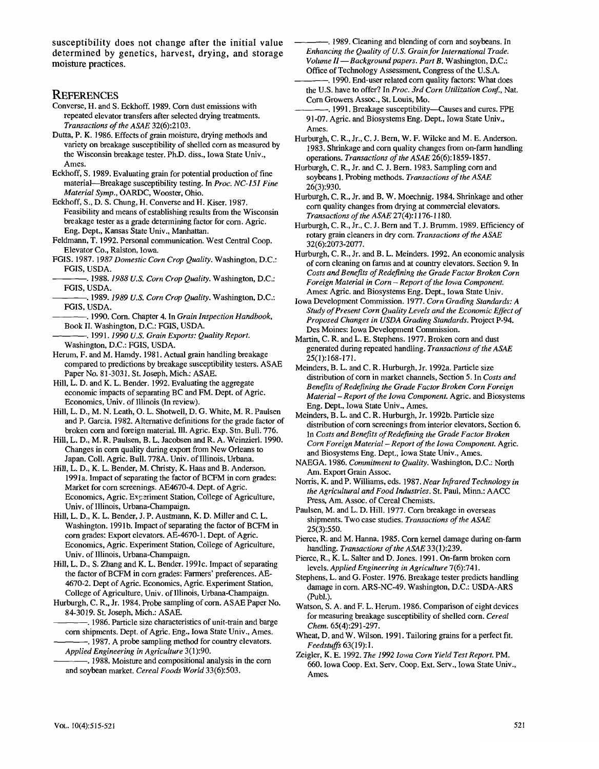susceptibility does not change after the initial value determined by genetics, harvest, drying, and storage moisture practices.

## REFERENCES

Converse, H. and S. Eckhoff. 1989. Corn dust emissions with repeated elevator transfers after selected drying treatments. *Transactions of the ASAE* 32(6):2103.

Dutta, P. K. 1986. Effects of grain moisture, drying methods and variety on breakage susceptibility of shelled corn as measured by the Wisconsin breakage tester. Ph.D. diss., Iowa State Univ., Ames.

Eckhoff, S. 1989. Evaluating grain for potential production of fine material—Breakage susceptibility testing. In *Proc. NC-151 Fine Material Symp.*, OARDC, Wooster, Ohio.

Eckhoff, S., D. S. Chung, H. Converse and H. Kiser. 1987. Feasibility and means of establishing results from the Wisconsin breakage tester as a grade determining factor for corn. Agric. Eng. Dept., Kansas State Univ., Manhattan.

Feldmann, T. 1992. Personal communication. West Central Coop. Elevator Co., Ralston, Iowa.

FGIS. 1987. *1987 Domestic Corn Crop Quality*. Washington, D.C.: FGIS, USDA.

————. 1988. *1988 U.S. Corn Crop Quality*. Washington, D.C.: FGIS, USDA.

————. 1989. *1989 U.S. Corn Crop Quality*. Washington, D.C.: FGIS, USDA.

————. 1990. Corn. Chapter 4. In *Grain Inspection Handbook*, Book II. Washington, D.C.: FGIS, USDA.

————. 1991. *1990 U.S. Grain Exports: Quality Report*. Washington, D.C.: FGIS, USDA.

Herum, F. and M. Hamdy. 1981. Actual grain handling breakage compared to predictions by breakage susceptibility testers. ASAE Paper No. 81-3031. St. Joseph, Mich.: ASAE.

Hill, L. D. and K. L. Bender. 1992. Evaluating the aggregate economic impacts of separating BC and FM. Dept. of Agric. Economics, Univ. of Illinois (In review).

Hill, L. D., M. N. Leath, O. L. Shotwell, D. G. White, M. R. Paulsen and P. Garcia. 1982. Alternative definitions for the grade factor of broken corn and foreign material. Ill. Agric. Exp. Stn. Bull. 776.

Hill, L. D., M. R. Paulsen, B. L. Jacobsen and R. A. Weinzierl. 1990. Changes in corn quality during export from New Orleans to Japan. Coll. Agric. Bull. 778A. Univ. of Illinois, Urbana.

Hill, L. D., K. L. Bender, M. Christy, K. Haas and B. Anderson. 1991a. Impact of separating the factor of BCFM in corn grades: Market for corn screenings. AE4670-4. Dept. of Agric. Economics, Agric. Experiment Station, College of Agriculture, Univ. of Illinois, Urbana-Champaign.

Hill, L. D., K. L. Bender, J. P. Austmann, K. D. Miller and C. L. Washington. 1991b. Impact of separating the factor of BCFM in corn grades: Export elevators. AE-4670-1. Dept. of Agric. Economics, Agric. Experiment Station, College of Agriculture, Univ. of Illinois, Urbana-Champaign.

Hill, L. D., S. Zhang and K. L. Bender. 1991c. Impact of separating the factor of BCFM in corn grades: Farmers' preferences. AE-4670-2. Dept of Agric. Economics, Agric. Experiment Station, College of Agriculture, Univ. of Illinois, Urbana-Champaign.

Hurburgh, C. R., Jr. 1984. Probe sampling of corn. ASAE Paper No. 84-3019. St. Joseph, Mich.: ASAE.

————. 1986. Particle size characteristics of unit-train and barge corn shipments. Dept. of Agric. Eng., Iowa State Univ., Ames.

————. 1987. A probe sampling method for country elevators. *Applied Engineering in Agriculture* 3(1):90.

————. 1988. Moisture and compositional analysis in the corn and soybean market. *Cereal Foods World* 33(6):503.

————. 1989. Cleaning and blending of corn and soybeans. In *Enhancing the Quality of U.S. Grain for International Trade. Volume II — Background papers. Part B*. Washington, D.C.: Office of Technology Assessment, Congress of the U.S.A.

————. 1990. End-user related corn quality factors: What does the U.S. have to offer? In *Proc. 3rd Corn Utilization Conf.*, Nat. Corn Growers Assoc., St. Louis, Mo.

————. 1991. Breakage susceptibility—Causes and cures. FPE 91-07. Agric. and Biosystems Eng. Dept., Iowa State Univ., Ames.

Hurburgh, C. R., Jr., C. J. Bern, W. F. Wilcke and M. E. Anderson. 1983. Shrinkage and corn quality changes from on-farm handling operations. *Transactions of the ASAE* 26(6):1859-1857.

Hurburgh, C. R., Jr. and C. J. Bern. 1983. Sampling corn and soybeans I. Probing methods. *Transactions of the ASAE* 26(3):930.

Hurburgh, C. R., Jr. and B. W. Moechnig. 1984. Shrinkage and other corn quality changes from drying at commercial elevators. *Transactions of the ASAE* 27(4):1176-1180.

Hurburgh, C. R., Jr., C. J. Bern and T. J. Brumm. 1989. Efficiency of rotary grain cleaners in dry corn. *Transactions of the ASAE* 32(6):2073-2077.

Hurburgh, C. R., Jr. and B. L. Meinders. 1992. An economic analysis of corn cleaning on farms and at country elevators. Section 9. In *Costs and Benefits of Redefining the Grade Factor Broken Corn Foreign Material in Corn – Report of the Iowa Component*. Ames: Agric. and Biosystems Eng. Dept., Iowa State Univ.

Iowa Development Commission. 1977. *Corn Grading Standards: A Study of Present Corn Quality Levels and the Economic Effect of Proposed Changes in USDA Grading Standards*. Project P-94. Des Moines: Iowa Development Commission.

Martin, C. R. and L. E. Stephens. 1977. Broken corn and dust generated during repeated handling. *Transactions of the ASAE* 25(1):168-171.

Meinders, B. L. and C. R. Hurburgh, Jr. 1992a. Particle size distribution of corn in market channels, Section 5. In *Costs and Benefits of Redefining the Grade Factor Broken Corn Foreign Material – Report of the Iowa Component*. Agric. and Biosystems Eng. Dept., Iowa State Univ., Ames.

Meinders, B. L. and C. R. Hurburgh, Jr. 1992b. Particle size distribution of corn screenings from interior elevators, Section 6. In *Costs and Benefits of Redefining the Grade Factor Broken Corn Foreign Material – Report of the Iowa Component*. Agric. and Biosystems Eng. Dept., Iowa State Univ., Ames.

NAEGA. 1986. *Commitment to Quality*. Washington, D.C.: North Am. Export Grain Assoc.

Norris, K. and P. Williams, eds. 1987. *Near Infrared Technology in the Agricultural and Food Industries*. St. Paul, Minn.: AACC Press, Am. Assoc. of Cereal Chemists.

Paulsen, M. and L. D. Hill. 1977. Corn breakage in overseas shipments. Two case studies. *Transactions of the ASAE* 25(3):550.

Pierce, R. and M. Hanna. 1985. Corn kernel damage during on-farm handling. *Transactions of the ASAE* 33(1):239.

Pierce, R., K. L. Salter and D. Jones. 1991. On-farm broken corn levels. *Applied Engineering in Agriculture* 7(6):741.

Stephens, L. and G. Foster. 1976. Breakage tester predicts handling damage in corn. ARS-NC-49. Washington, D.C.: USDA-ARS (Publ.).

Watson, S. A. and F. L. Herum. 1986. Comparison of eight devices for measuring breakage susceptibility of shelled corn. *Cereal Chem.* 65(4):291-297.

Wheat, D. and W. Wilson. 1991. Tailoring grains for a perfect fit. *Feedstuffs* 63(19):1.

Zeigler, K. E. 1992. *The 1992 Iowa Corn Yield Test Report*. PM. 660. Iowa Coop. Ext. Serv. Coop. Ext. Serv., Iowa State Univ., Ames.